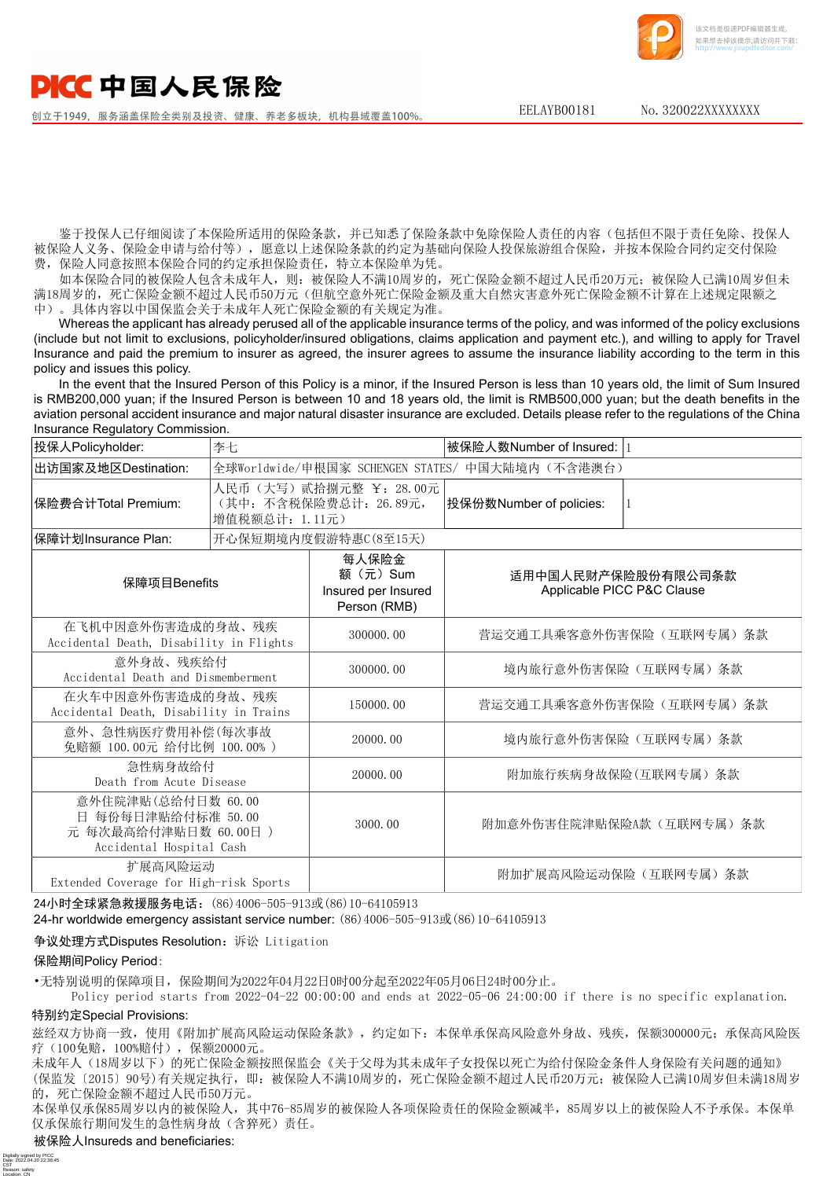PICC 中国人民保险

创立于1949，服务涵盖保险全类别及投资、健康、养老多板块，机构县域覆盖100%。

EELAYB00181　　No. 320022XXXXXXXX

鉴于投保人已仔细阅读了本保险所适用的保险条款，并已知悉了保险条款中免除保险人责任的内容（包括但不限于责任免除、投保人被保险人义务、保险金申请与给付等），愿意以上述保险条款的约定为基础向保险人投保旅游组合保险，并按本保险合同约定交付保险费，保险人同意按照本保险合同的约定承担保险责任，特立本保险单为凭。

如本保险合同的被保险人包含未成年人，则：被保险人不满10周岁的，死亡保险金额不超过人民币20万元；被保险人已满10周岁但未满18周岁的，死亡保险金额不超过人民币50万元（但航空意外死亡保险金额及重大自然灾害意外死亡保险金额不计算在上述规定限额之中）。具体内容以中国保监会关于未成年人死亡保险金额的有关规定为准。

Whereas the applicant has already perused all of the applicable insurance terms of the policy, and was informed of the policy exclusions (include but not limit to exclusions, policyholder/insured obligations, claims application and payment etc.), and willing to apply for Travel Insurance and paid the premium to insurer as agreed, the insurer agrees to assume the insurance liability according to the term in this policy and issues this policy.

In the event that the Insured Person of this Policy is a minor, if the Insured Person is less than 10 years old, the limit of Sum Insured is RMB200,000 yuan; if the Insured Person is between 10 and 18 years old, the limit is RMB500,000 yuan; but the death benefits in the aviation personal accident insurance and major natural disaster insurance are excluded. Details please refer to the regulations of the China Insurance Regulatory Commission.

| 投保人Policyholder: | 李七 | 被保险人数Number of Insured: | 1 |
|---|---|---|---|
| 出访国家及地区Destination: | 全球Worldwide/申根国家 SCHENGEN STATES/ 中国大陆境内（不含港澳台） | | |
| 保险费合计Total Premium: | 人民币（大写）贰拾捌元整 ￥：28.00元（其中：不含税保险费总计：26.89元，增值税额总计：1.11元） | 投保份数Number of policies: | 1 |
| 保障计划Insurance Plan: | 开心保短期境内度假游特惠C(8至15天) | | |

| 保障项目Benefits | 每人保险金额（元）Sum Insured per Insured Person (RMB) | 适用中国人民财产保险股份有限公司条款 Applicable PICC P&C Clause |
|---|---|---|
| 在飞机中因意外伤害造成的身故、残疾 Accidental Death, Disability in Flights | 300000.00 | 营运交通工具乘客意外伤害保险（互联网专属）条款 |
| 意外身故、残疾给付 Accidental Death and Dismemberment | 300000.00 | 境内旅行意外伤害保险（互联网专属）条款 |
| 在火车中因意外伤害造成的身故、残疾 Accidental Death, Disability in Trains | 150000.00 | 营运交通工具乘客意外伤害保险（互联网专属）条款 |
| 意外、急性病医疗费用补偿(每次事故免赔额 100.00元 给付比例 100.00% ) | 20000.00 | 境内旅行意外伤害保险（互联网专属）条款 |
| 急性病身故给付 Death from Acute Disease | 20000.00 | 附加旅行疾病身故保险(互联网专属）条款 |
| 意外住院津贴(总给付日数 60.00日 每份每日津贴给付标准 50.00元 每次最高给付津贴日数 60.00日 ) Accidental Hospital Cash | 3000.00 | 附加意外伤害住院津贴保险A款（互联网专属）条款 |
| 扩展高风险运动 Extended Coverage for High-risk Sports | | 附加扩展高风险运动保险（互联网专属）条款 |

24小时全球紧急救援服务电话：(86)4006-505-913或(86)10-64105913

24-hr worldwide emergency assistant service number: (86)4006-505-913或(86)10-64105913

争议处理方式Disputes Resolution：诉讼 Litigation

保险期间Policy Period：

•无特别说明的保障项目，保险期间为2022年04月22日0时00分起至2022年05月06日24时00分止。
Policy period starts from 2022-04-22 00:00:00 and ends at 2022-05-06 24:00:00 if there is no specific explanation.

特别约定Special Provisions:

兹经双方协商一致，使用《附加扩展高风险运动保险条款》，约定如下：本保单承保高风险意外身故、残疾，保额300000元；承保高风险医疗（100免赔，100%赔付），保额20000元。

未成年人（18周岁以下）的死亡保险金额按照保监会《关于父母为其未成年子女投保以死亡为给付保险金条件人身保险有关问题的通知》(保监发〔2015〕90号)有关规定执行，即：被保险人不满10周岁的，死亡保险金额不超过人民币20万元；被保险人已满10周岁但未满18周岁的，死亡保险金额不超过人民币50万元。

本保单仅承保85周岁以内的被保险人，其中76-85周岁的被保险人各项保险责任的保险金额减半，85周岁以上的被保险人不予承保。本保单仅承保旅行期间发生的急性病身故（含猝死）责任。

被保险人Insureds and beneficiaries: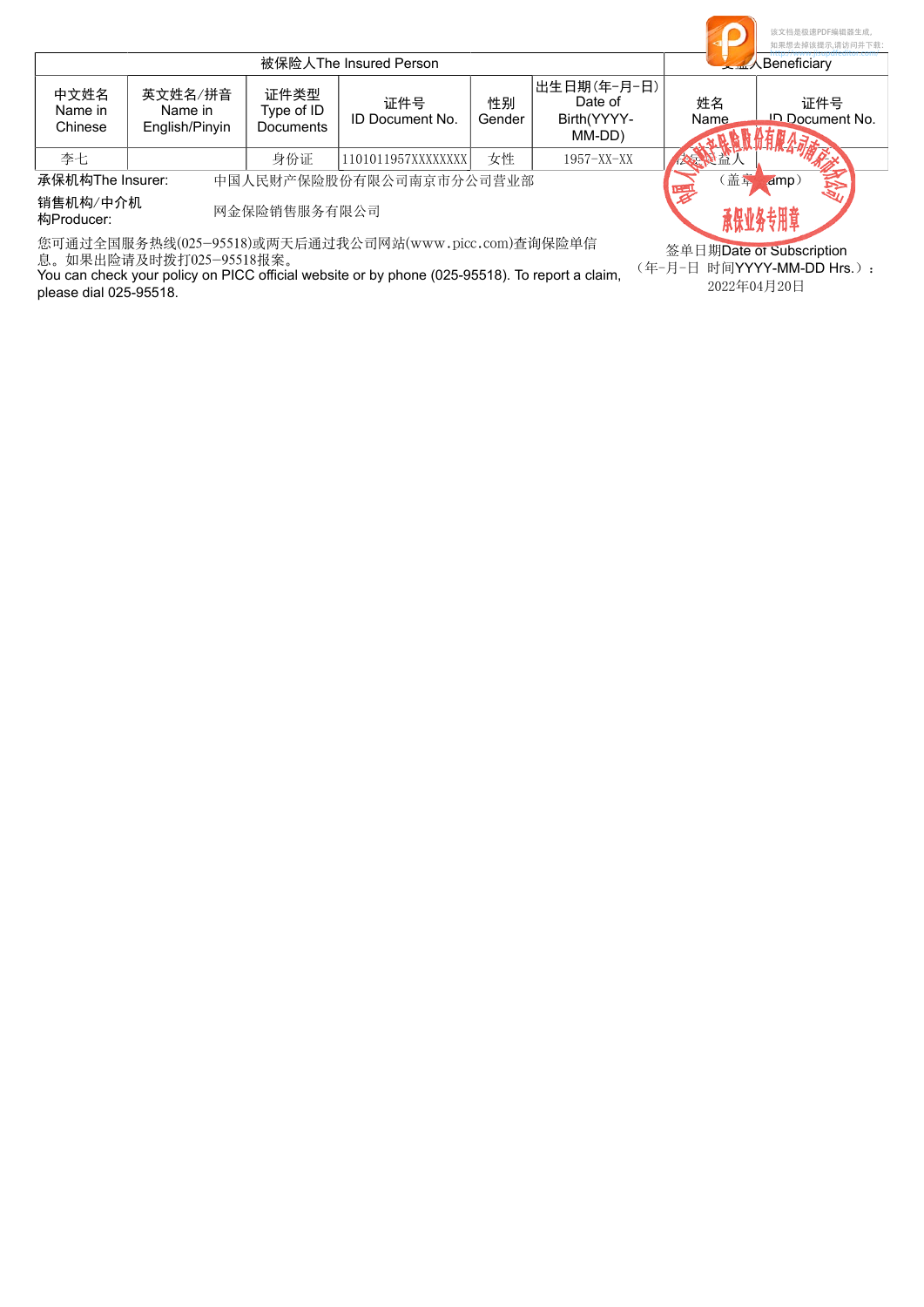| 被保险人The Insured Person | | | | | | 受益人Beneficiary | |
|---|---|---|---|---|---|---|---|
| 中文姓名 Name in Chinese | 英文姓名/拼音 Name in English/Pinyin | 证件类型 Type of ID Documents | 证件号 ID Document No. | 性别 Gender | 出生日期(年-月-日) Date of Birth(YYYY-MM-DD) | 姓名 Name | 证件号 ID Document No. |
| 李七 | | 身份证 | 1101011957XXXXXXXX | 女性 | 1957-XX-XX | 法定受益人 | |

承保机构The Insurer: 中国人民财产保险股份有限公司南京市分公司营业部

销售机构/中介机构Producer: 网金保险销售服务有限公司

（盖章Stamp）

中国人民财产保险股份有限公司南京市分公司 承保业务专用章

您可通过全国服务热线(025−95518)或两天后通过我公司网站(www.picc.com)查询保险单信息。如果出险请及时拨打025−95518报案。
You can check your policy on PICC official website or by phone (025-95518). To report a claim, please dial 025-95518.

签单日期Date of Subscription
（年-月-日 时间YYYY-MM-DD Hrs.）：
2022年04月20日